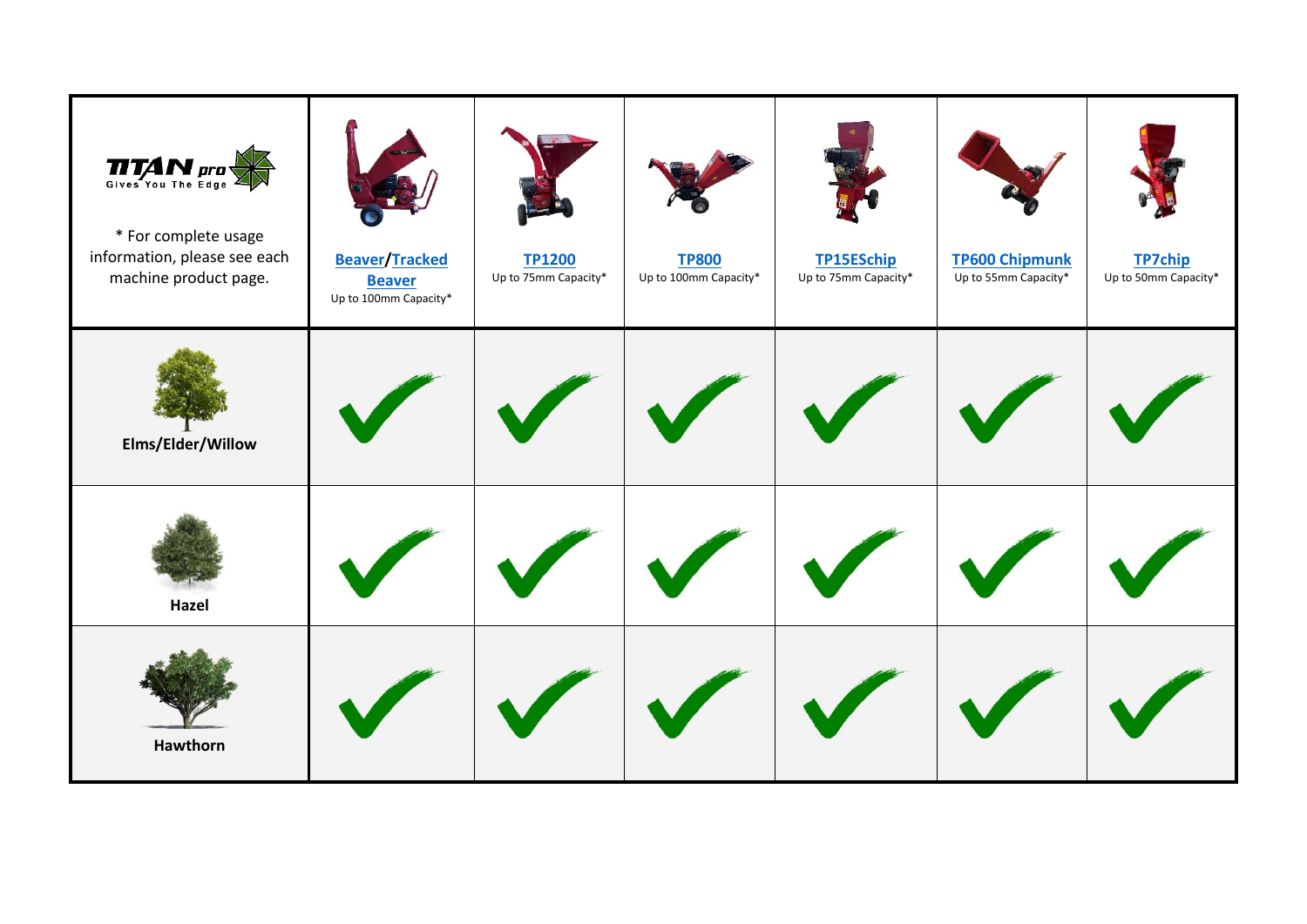| TITAN pro Gives You The Edge<br><br>* For complete usage information, please see each machine product page. | Beaver/Tracked Beaver<br>Up to 100mm Capacity* | TP1200<br>Up to 75mm Capacity* | TP800<br>Up to 100mm Capacity* | TP15ESchip<br>Up to 75mm Capacity* | TP600 Chipmunk<br>Up to 55mm Capacity* | TP7chip<br>Up to 50mm Capacity* |
|---|---|---|---|---|---|---|
| **Elms/Elder/Willow** | ✓ | ✓ | ✓ | ✓ | ✓ | ✓ |
| **Hazel** | ✓ | ✓ | ✓ | ✓ | ✓ | ✓ |
| **Hawthorn** | ✓ | ✓ | ✓ | ✓ | ✓ | ✓ |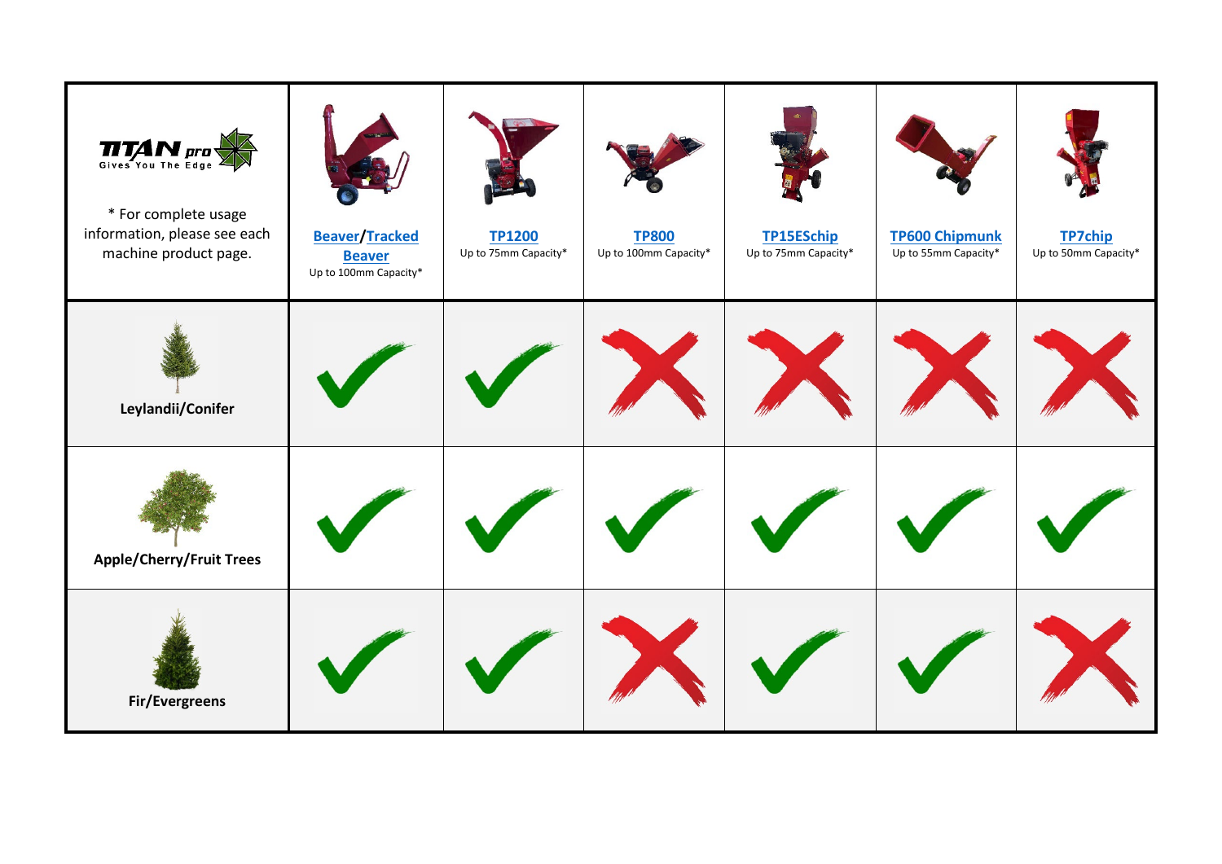| TITAN pro Gives You The Edge<br><br>* For complete usage information, please see each machine product page. | Beaver/Tracked Beaver<br>Up to 100mm Capacity* | TP1200<br>Up to 75mm Capacity* | TP800<br>Up to 100mm Capacity* | TP15ESchip<br>Up to 75mm Capacity* | TP600 Chipmunk<br>Up to 55mm Capacity* | TP7chip<br>Up to 50mm Capacity* |
|---|---|---|---|---|---|---|
| **Leylandii/Conifer** | ✓ | ✓ | ✗ | ✗ | ✗ | ✗ |
| **Apple/Cherry/Fruit Trees** | ✓ | ✓ | ✓ | ✓ | ✓ | ✓ |
| **Fir/Evergreens** | ✓ | ✓ | ✗ | ✓ | ✓ | ✗ |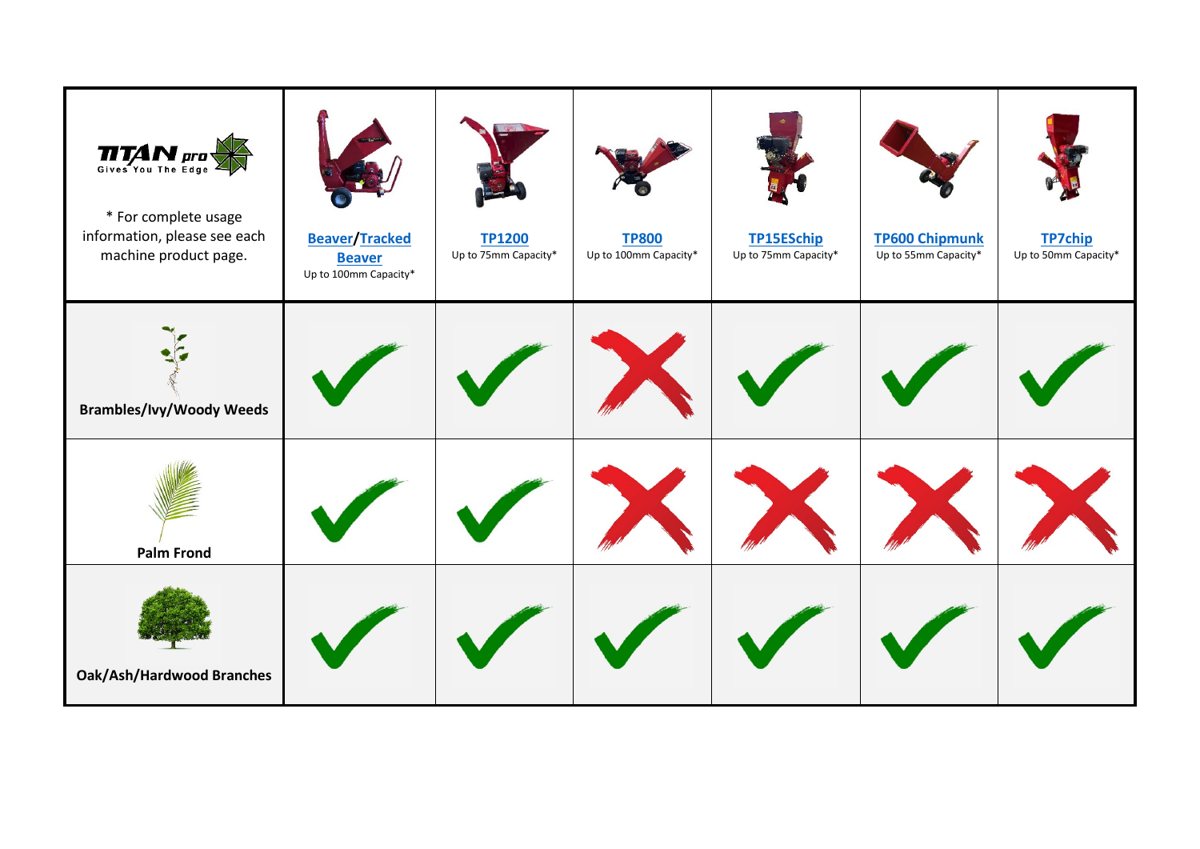| TITAN pro Gives You The Edge<br><br>* For complete usage information, please see each machine product page. | Beaver/Tracked Beaver<br>Up to 100mm Capacity* | TP1200<br>Up to 75mm Capacity* | TP800<br>Up to 100mm Capacity* | TP15ESchip<br>Up to 75mm Capacity* | TP600 Chipmunk<br>Up to 55mm Capacity* | TP7chip<br>Up to 50mm Capacity* |
|---|---|---|---|---|---|---|
| **Brambles/Ivy/Woody Weeds** | ✓ | ✓ | ✗ | ✓ | ✓ | ✓ |
| **Palm Frond** | ✓ | ✓ | ✗ | ✗ | ✗ | ✗ |
| **Oak/Ash/Hardwood Branches** | ✓ | ✓ | ✓ | ✓ | ✓ | ✓ |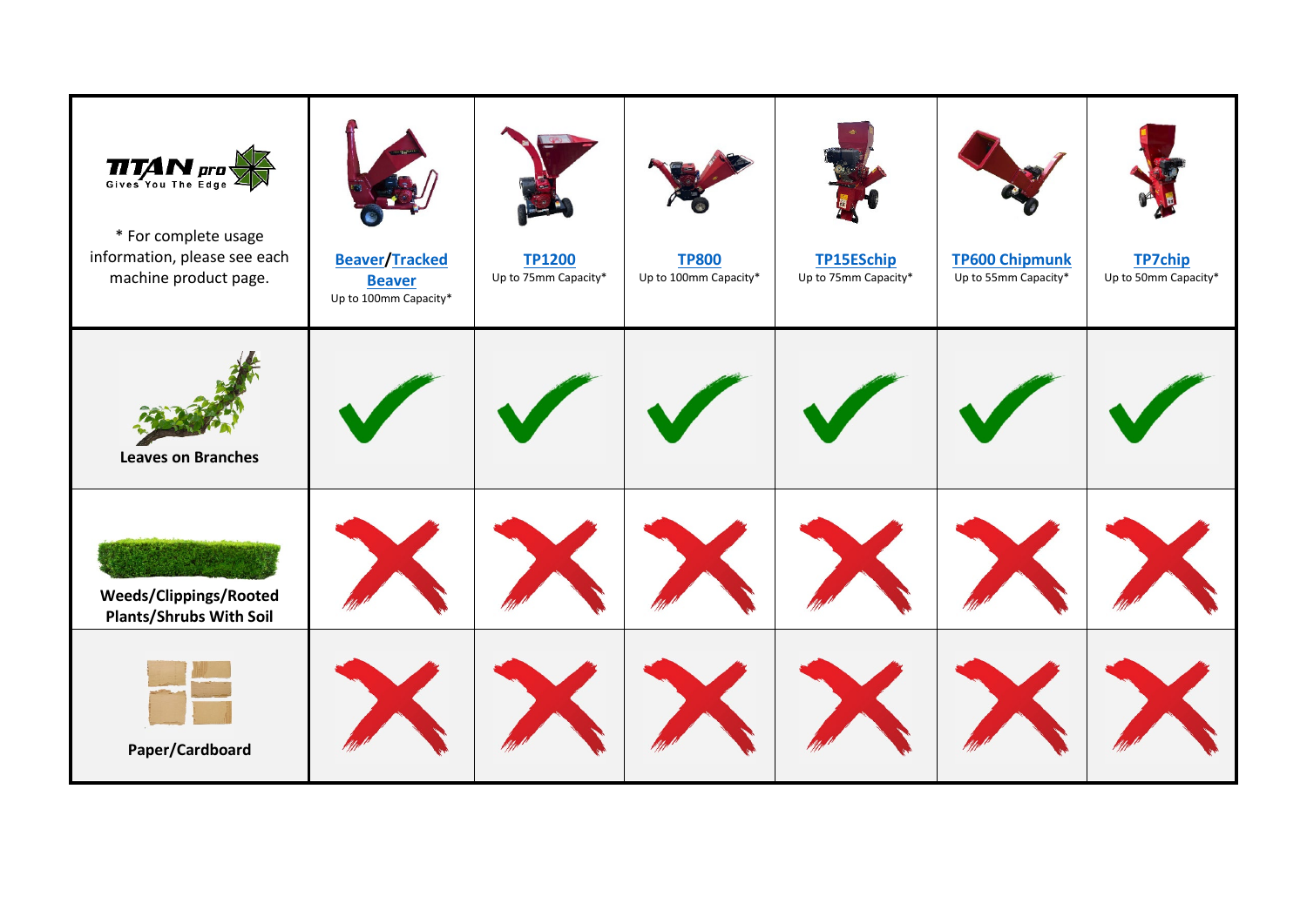| TITAN pro Gives You The Edge<br><br>* For complete usage information, please see each machine product page. | Beaver/Tracked Beaver<br>Up to 100mm Capacity* | TP1200<br>Up to 75mm Capacity* | TP800<br>Up to 100mm Capacity* | TP15ESchip<br>Up to 75mm Capacity* | TP600 Chipmunk<br>Up to 55mm Capacity* | TP7chip<br>Up to 50mm Capacity* |
|---|---|---|---|---|---|---|
| **Leaves on Branches** | ✓ | ✓ | ✓ | ✓ | ✓ | ✓ |
| **Weeds/Clippings/Rooted Plants/Shrubs With Soil** | ✗ | ✗ | ✗ | ✗ | ✗ | ✗ |
| **Paper/Cardboard** | ✗ | ✗ | ✗ | ✗ | ✗ | ✗ |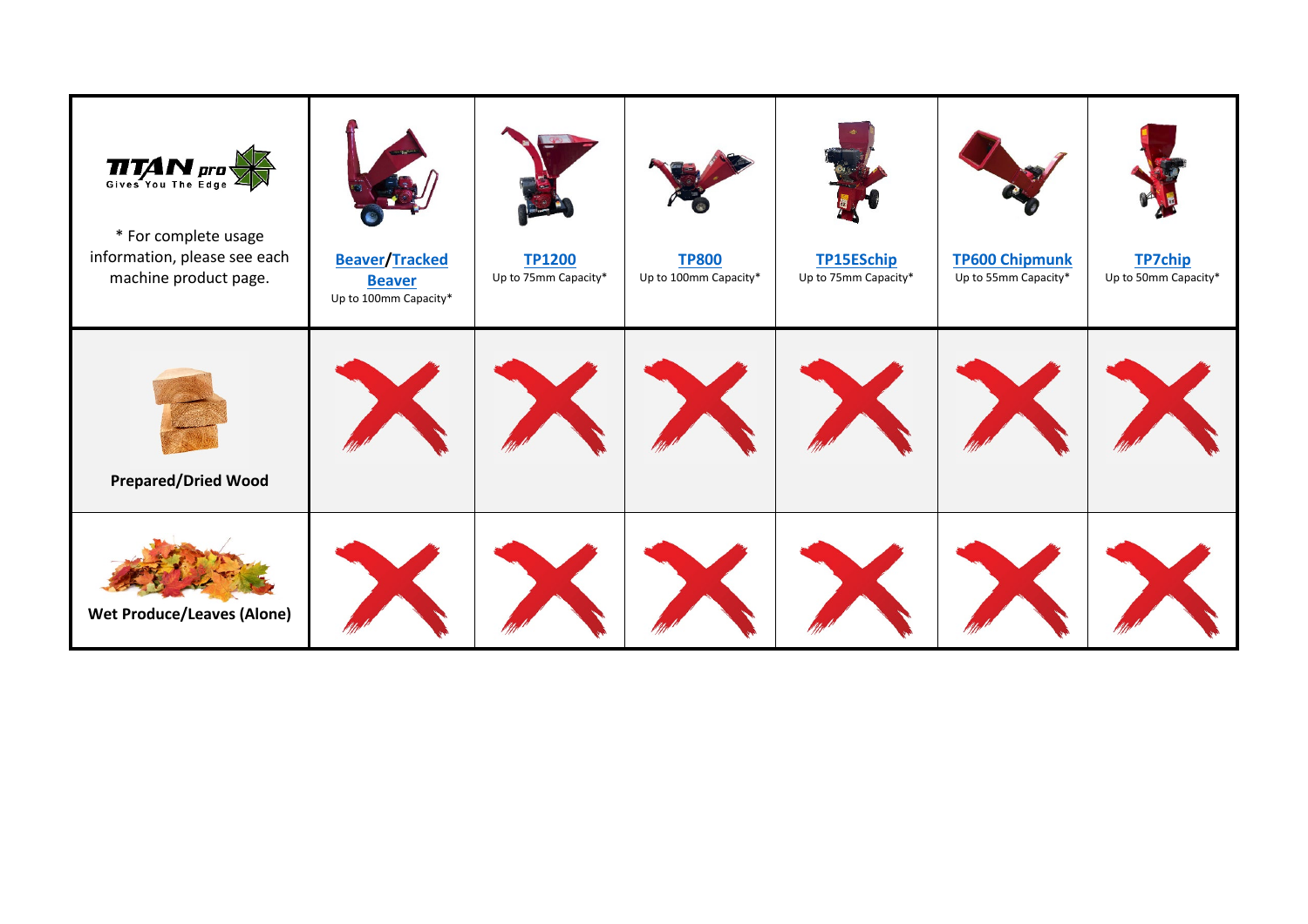| TITAN pro Gives You The Edge<br>* For complete usage information, please see each machine product page. | Beaver/Tracked Beaver<br>Up to 100mm Capacity* | TP1200<br>Up to 75mm Capacity* | TP800<br>Up to 100mm Capacity* | TP15ESchip<br>Up to 75mm Capacity* | TP600 Chipmunk<br>Up to 55mm Capacity* | TP7chip<br>Up to 50mm Capacity* |
|---|---|---|---|---|---|---|
| **Prepared/Dried Wood** | ✗ | ✗ | ✗ | ✗ | ✗ | ✗ |
| **Wet Produce/Leaves (Alone)** | ✗ | ✗ | ✗ | ✗ | ✗ | ✗ |